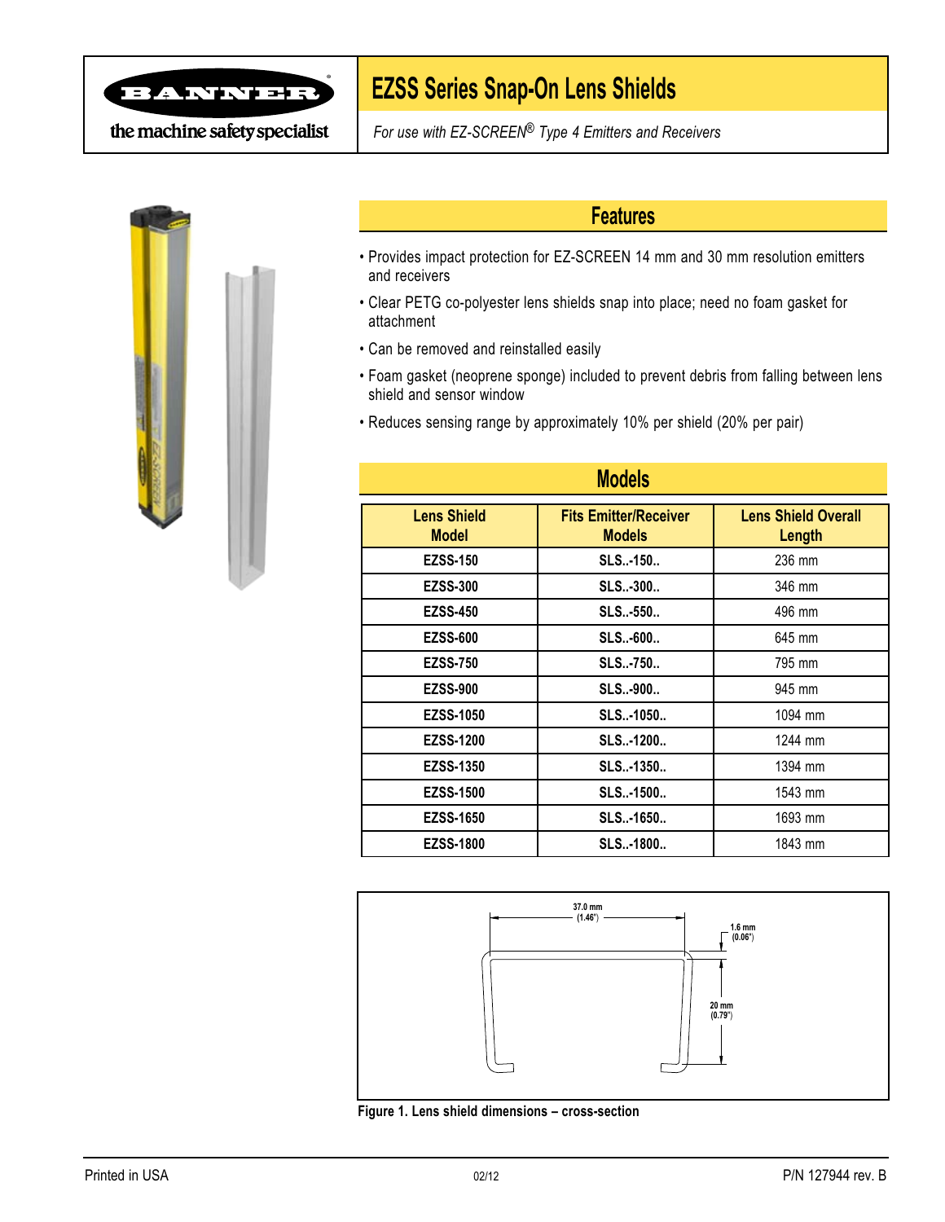# EZSS Series Snap-On Lens Shields

*For use with EZ-SCREEN® Type 4 Emitters and Receivers*

## Features

- Provides impact protection for EZ-SCREEN 14 mm and 30 mm resolution emitters and receivers
- Clear PETG co-polyester lens shields snap into place; need no foam gasket for attachment
- Can be removed and reinstalled easily
- Foam gasket (neoprene sponge) included to prevent debris from falling between lens shield and sensor window
- Reduces sensing range by approximately 10% per shield (20% per pair)

## Models

| Lens Shield Model | Fits Emitter/Receiver Models | Lens Shield Overall Length |
|---|---|---|
| **EZSS-150** | **SLS..-150..** | 236 mm |
| **EZSS-300** | **SLS..-300..** | 346 mm |
| **EZSS-450** | **SLS..-550..** | 496 mm |
| **EZSS-600** | **SLS..-600..** | 645 mm |
| **EZSS-750** | **SLS..-750..** | 795 mm |
| **EZSS-900** | **SLS..-900..** | 945 mm |
| **EZSS-1050** | **SLS..-1050..** | 1094 mm |
| **EZSS-1200** | **SLS..-1200..** | 1244 mm |
| **EZSS-1350** | **SLS..-1350..** | 1394 mm |
| **EZSS-1500** | **SLS..-1500..** | 1543 mm |
| **EZSS-1650** | **SLS..-1650..** | 1693 mm |
| **EZSS-1800** | **SLS..-1800..** | 1843 mm |

37.0 mm (1.46")

1.6 mm (0.06")

20 mm (0.79")

**Figure 1. Lens shield dimensions – cross-section**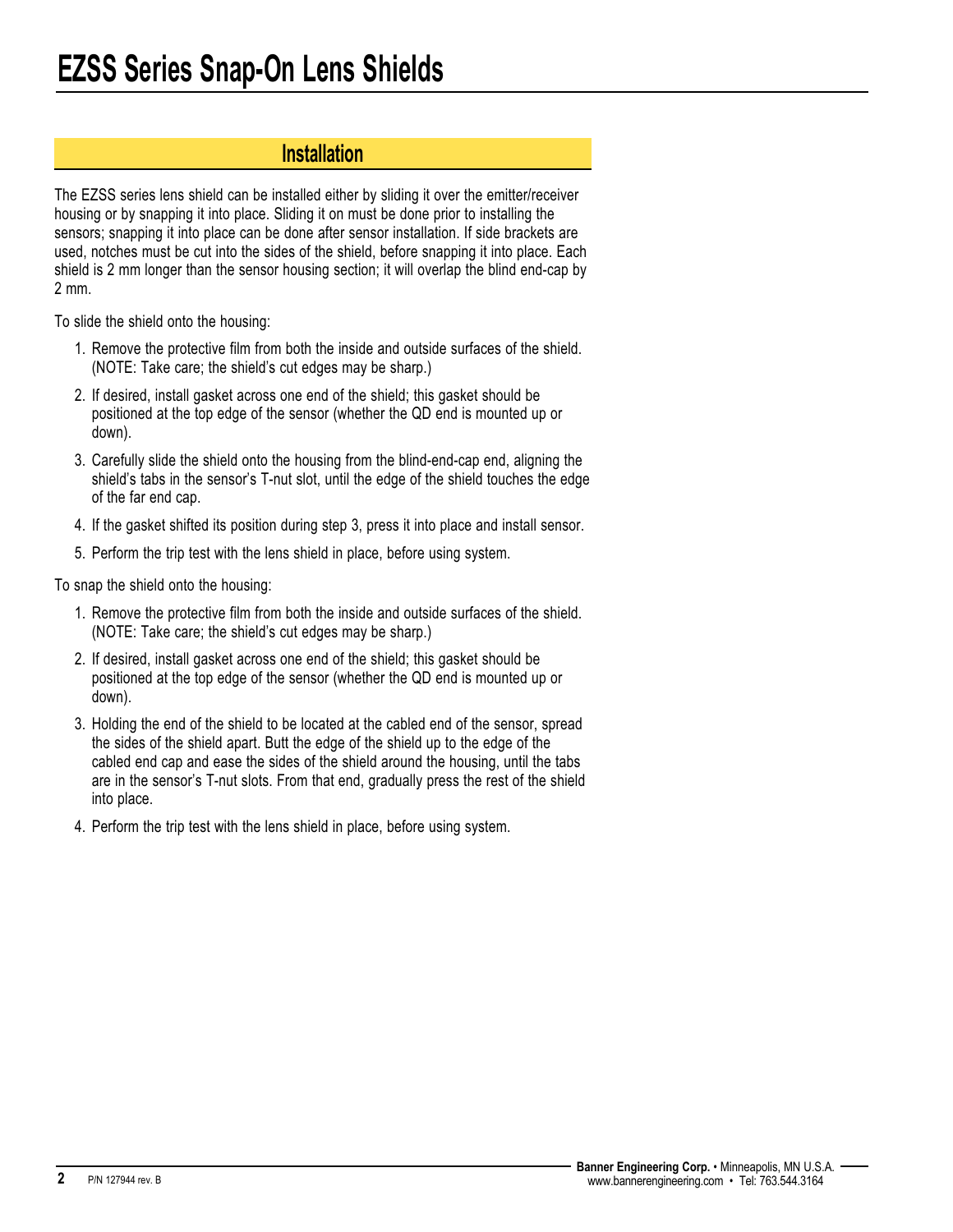# EZSS Series Snap-On Lens Shields

## Installation

The EZSS series lens shield can be installed either by sliding it over the emitter/receiver housing or by snapping it into place. Sliding it on must be done prior to installing the sensors; snapping it into place can be done after sensor installation. If side brackets are used, notches must be cut into the sides of the shield, before snapping it into place. Each shield is 2 mm longer than the sensor housing section; it will overlap the blind end-cap by 2 mm.

To slide the shield onto the housing:

1. Remove the protective film from both the inside and outside surfaces of the shield. (NOTE: Take care; the shield's cut edges may be sharp.)
2. If desired, install gasket across one end of the shield; this gasket should be positioned at the top edge of the sensor (whether the QD end is mounted up or down).
3. Carefully slide the shield onto the housing from the blind-end-cap end, aligning the shield's tabs in the sensor's T-nut slot, until the edge of the shield touches the edge of the far end cap.
4. If the gasket shifted its position during step 3, press it into place and install sensor.
5. Perform the trip test with the lens shield in place, before using system.

To snap the shield onto the housing:

1. Remove the protective film from both the inside and outside surfaces of the shield. (NOTE: Take care; the shield's cut edges may be sharp.)
2. If desired, install gasket across one end of the shield; this gasket should be positioned at the top edge of the sensor (whether the QD end is mounted up or down).
3. Holding the end of the shield to be located at the cabled end of the sensor, spread the sides of the shield apart. Butt the edge of the shield up to the edge of the cabled end cap and ease the sides of the shield around the housing, until the tabs are in the sensor's T-nut slots. From that end, gradually press the rest of the shield into place.
4. Perform the trip test with the lens shield in place, before using system.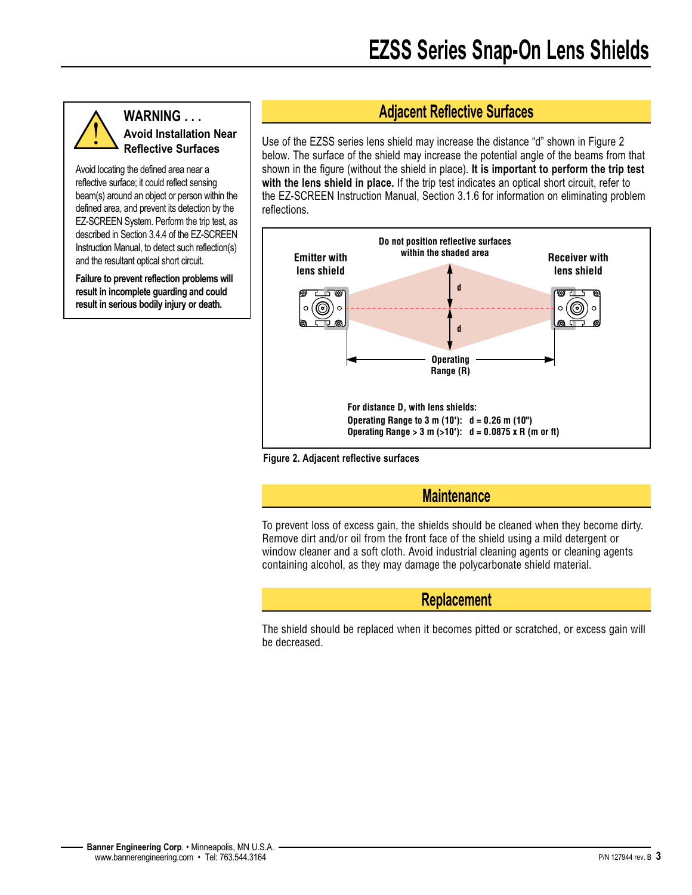### WARNING . . .
**Avoid Installation Near Reflective Surfaces**

Avoid locating the defined area near a reflective surface; it could reflect sensing beam(s) around an object or person within the defined area, and prevent its detection by the EZ-SCREEN System. Perform the trip test, as described in Section 3.4.4 of the EZ-SCREEN Instruction Manual, to detect such reflection(s) and the resultant optical short circuit.

**Failure to prevent reflection problems will result in incomplete guarding and could result in serious bodily injury or death.**

## Adjacent Reflective Surfaces

Use of the EZSS series lens shield may increase the distance "d" shown in Figure 2 below. The surface of the shield may increase the potential angle of the beams from that shown in the figure (without the shield in place). **It is important to perform the trip test with the lens shield in place.** If the trip test indicates an optical short circuit, refer to the EZ-SCREEN Instruction Manual, Section 3.1.6 for information on eliminating problem reflections.

Do not position reflective surfaces within the shaded area

Emitter with lens shield

Receiver with lens shield

d

d

Operating Range (R)

**For distance D, with lens shields:**
**Operating Range to 3 m (10'): d = 0.26 m (10")**
**Operating Range > 3 m (>10'): d = 0.0875 x R (m or ft)**

**Figure 2. Adjacent reflective surfaces**

## Maintenance

To prevent loss of excess gain, the shields should be cleaned when they become dirty. Remove dirt and/or oil from the front face of the shield using a mild detergent or window cleaner and a soft cloth. Avoid industrial cleaning agents or cleaning agents containing alcohol, as they may damage the polycarbonate shield material.

## Replacement

The shield should be replaced when it becomes pitted or scratched, or excess gain will be decreased.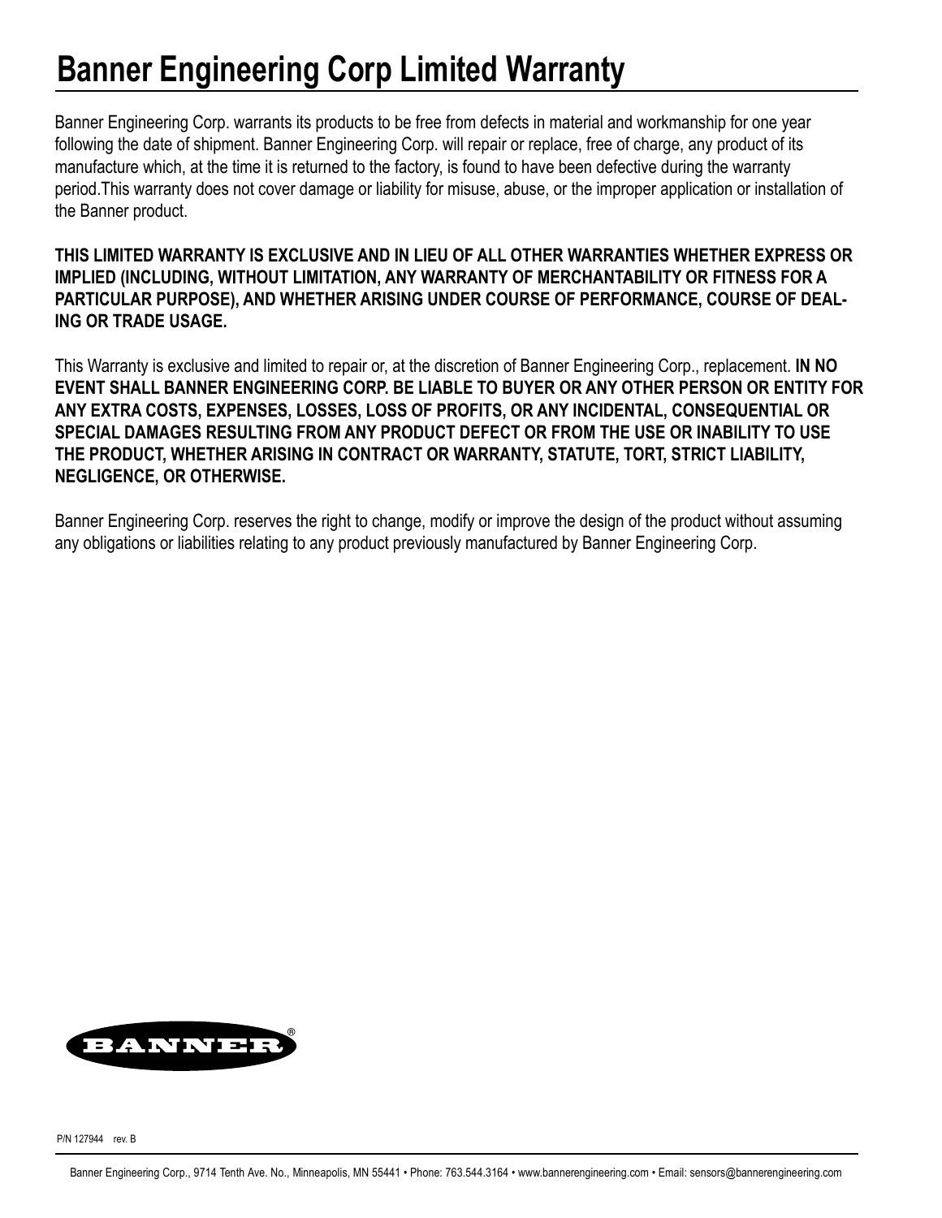# Banner Engineering Corp Limited Warranty

Banner Engineering Corp. warrants its products to be free from defects in material and workmanship for one year following the date of shipment. Banner Engineering Corp. will repair or replace, free of charge, any product of its manufacture which, at the time it is returned to the factory, is found to have been defective during the warranty period.This warranty does not cover damage or liability for misuse, abuse, or the improper application or installation of the Banner product.

**THIS LIMITED WARRANTY IS EXCLUSIVE AND IN LIEU OF ALL OTHER WARRANTIES WHETHER EXPRESS OR IMPLIED (INCLUDING, WITHOUT LIMITATION, ANY WARRANTY OF MERCHANTABILITY OR FITNESS FOR A PARTICULAR PURPOSE), AND WHETHER ARISING UNDER COURSE OF PERFORMANCE, COURSE OF DEALING OR TRADE USAGE.**

This Warranty is exclusive and limited to repair or, at the discretion of Banner Engineering Corp., replacement. **IN NO EVENT SHALL BANNER ENGINEERING CORP. BE LIABLE TO BUYER OR ANY OTHER PERSON OR ENTITY FOR ANY EXTRA COSTS, EXPENSES, LOSSES, LOSS OF PROFITS, OR ANY INCIDENTAL, CONSEQUENTIAL OR SPECIAL DAMAGES RESULTING FROM ANY PRODUCT DEFECT OR FROM THE USE OR INABILITY TO USE THE PRODUCT, WHETHER ARISING IN CONTRACT OR WARRANTY, STATUTE, TORT, STRICT LIABILITY, NEGLIGENCE, OR OTHERWISE.**

Banner Engineering Corp. reserves the right to change, modify or improve the design of the product without assuming any obligations or liabilities relating to any product previously manufactured by Banner Engineering Corp.

BANNER®

P/N 127944 rev. B

Banner Engineering Corp., 9714 Tenth Ave. No., Minneapolis, MN 55441 • Phone: 763.544.3164 • www.bannerengineering.com • Email: sensors@bannerengineering.com